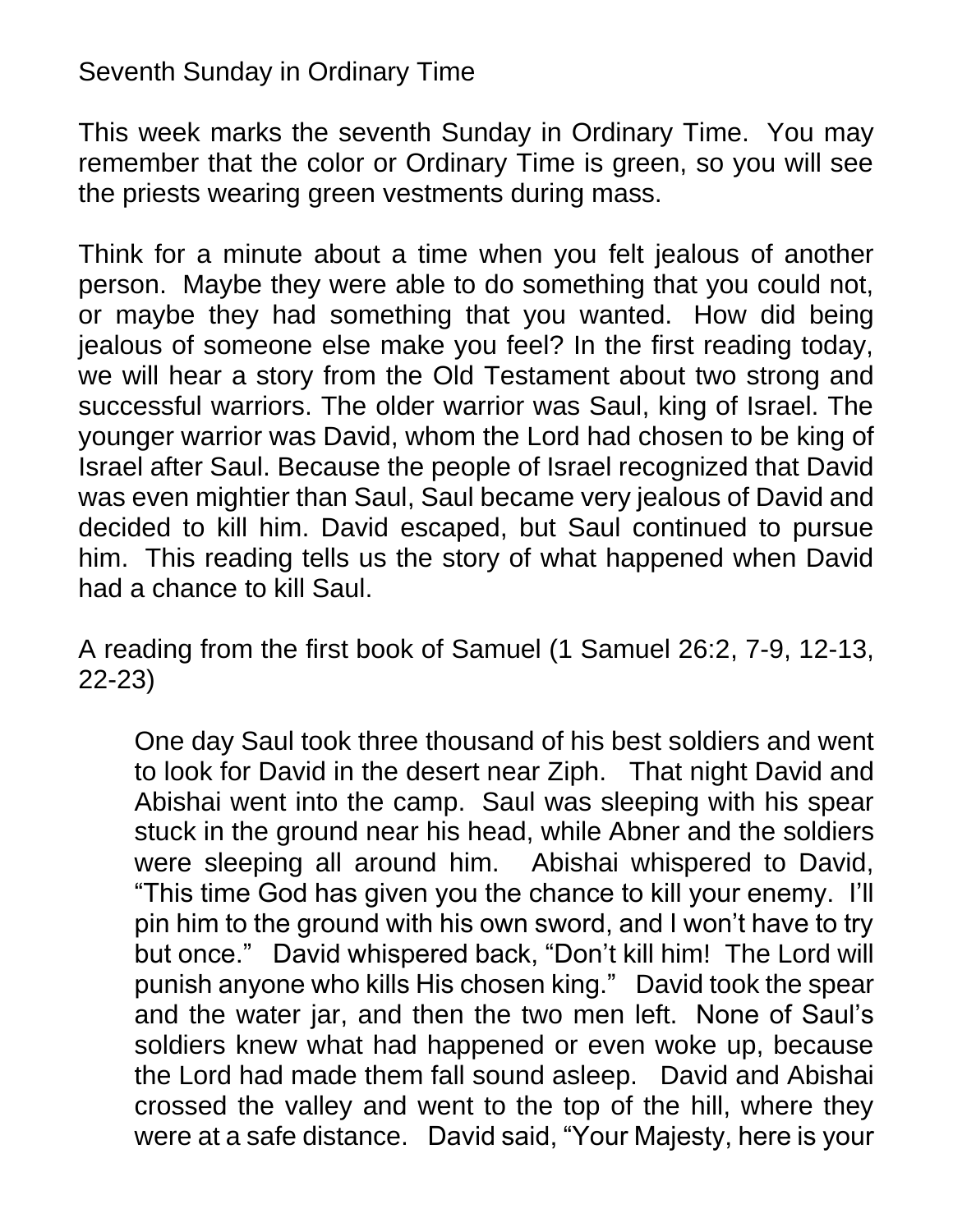# Seventh Sunday in Ordinary Time

This week marks the seventh Sunday in Ordinary Time. You may remember that the color or Ordinary Time is green, so you will see the priests wearing green vestments during mass.

Think for a minute about a time when you felt jealous of another person. Maybe they were able to do something that you could not, or maybe they had something that you wanted. How did being jealous of someone else make you feel? In the first reading today, we will hear a story from the Old Testament about two strong and successful warriors. The older warrior was Saul, king of Israel. The younger warrior was David, whom the Lord had chosen to be king of Israel after Saul. Because the people of Israel recognized that David was even mightier than Saul, Saul became very jealous of David and decided to kill him. David escaped, but Saul continued to pursue him. This reading tells us the story of what happened when David had a chance to kill Saul.

A reading from the first book of Samuel (1 Samuel 26:2, 7-9, 12-13, 22-23)

> One day Saul took three thousand of his best soldiers and went to look for David in the desert near Ziph. That night David and Abishai went into the camp. Saul was sleeping with his spear stuck in the ground near his head, while Abner and the soldiers were sleeping all around him. Abishai whispered to David, "This time God has given you the chance to kill your enemy. I'll pin him to the ground with his own sword, and I won't have to try but once." David whispered back, "Don't kill him! The Lord will punish anyone who kills His chosen king." David took the spear and the water jar, and then the two men left. None of Saul's soldiers knew what had happened or even woke up, because the Lord had made them fall sound asleep. David and Abishai crossed the valley and went to the top of the hill, where they were at a safe distance. David said, "Your Majesty, here is your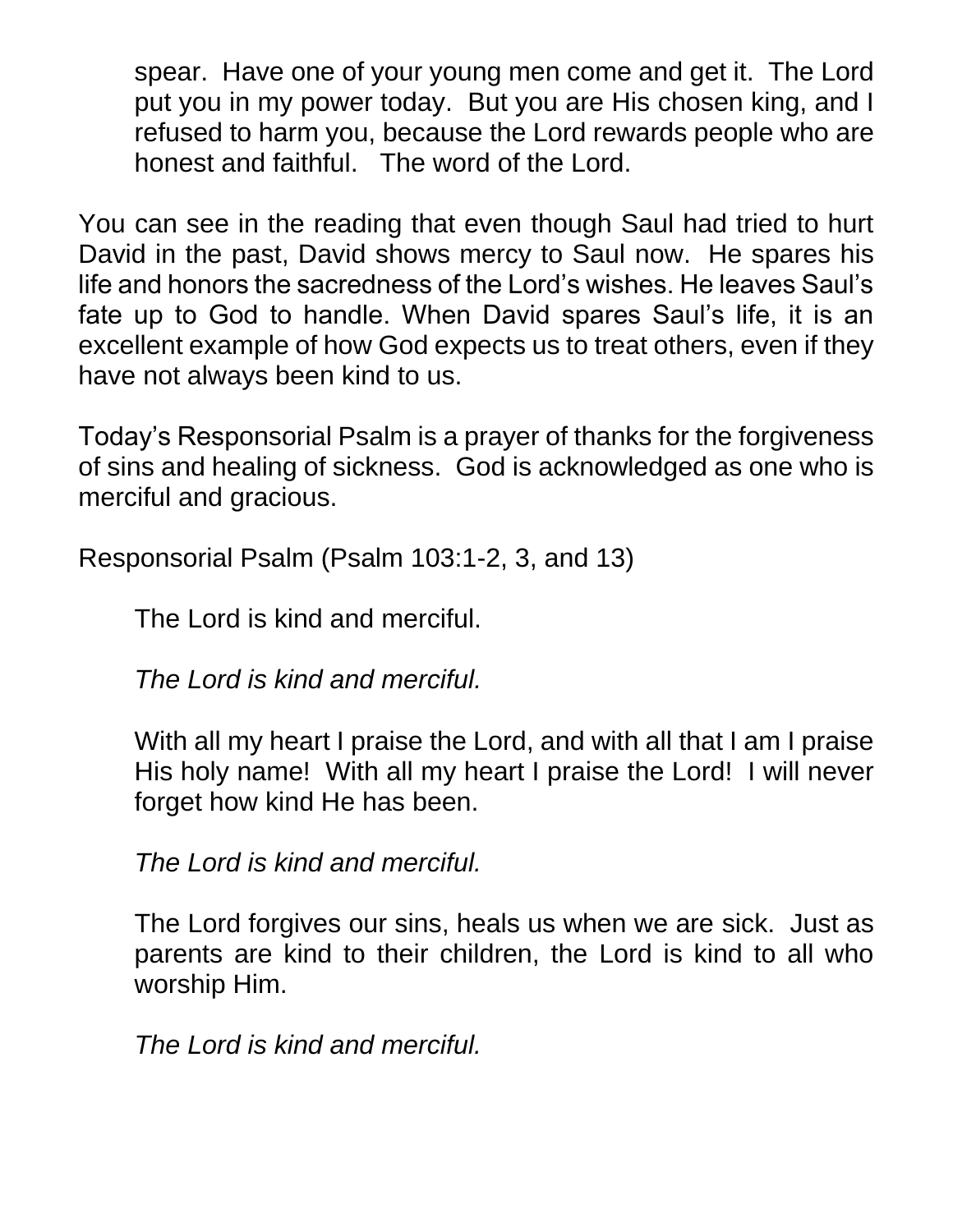spear. Have one of your young men come and get it. The Lord put you in my power today. But you are His chosen king, and I refused to harm you, because the Lord rewards people who are honest and faithful. The word of the Lord.

You can see in the reading that even though Saul had tried to hurt David in the past, David shows mercy to Saul now. He spares his life and honors the sacredness of the Lord's wishes. He leaves Saul's fate up to God to handle. When David spares Saul's life, it is an excellent example of how God expects us to treat others, even if they have not always been kind to us.

Today's Responsorial Psalm is a prayer of thanks for the forgiveness of sins and healing of sickness. God is acknowledged as one who is merciful and gracious.

Responsorial Psalm (Psalm 103:1-2, 3, and 13)

The Lord is kind and merciful.

*The Lord is kind and merciful.*

With all my heart I praise the Lord, and with all that I am I praise His holy name! With all my heart I praise the Lord! I will never forget how kind He has been.

*The Lord is kind and merciful.*

The Lord forgives our sins, heals us when we are sick. Just as parents are kind to their children, the Lord is kind to all who worship Him.

*The Lord is kind and merciful.*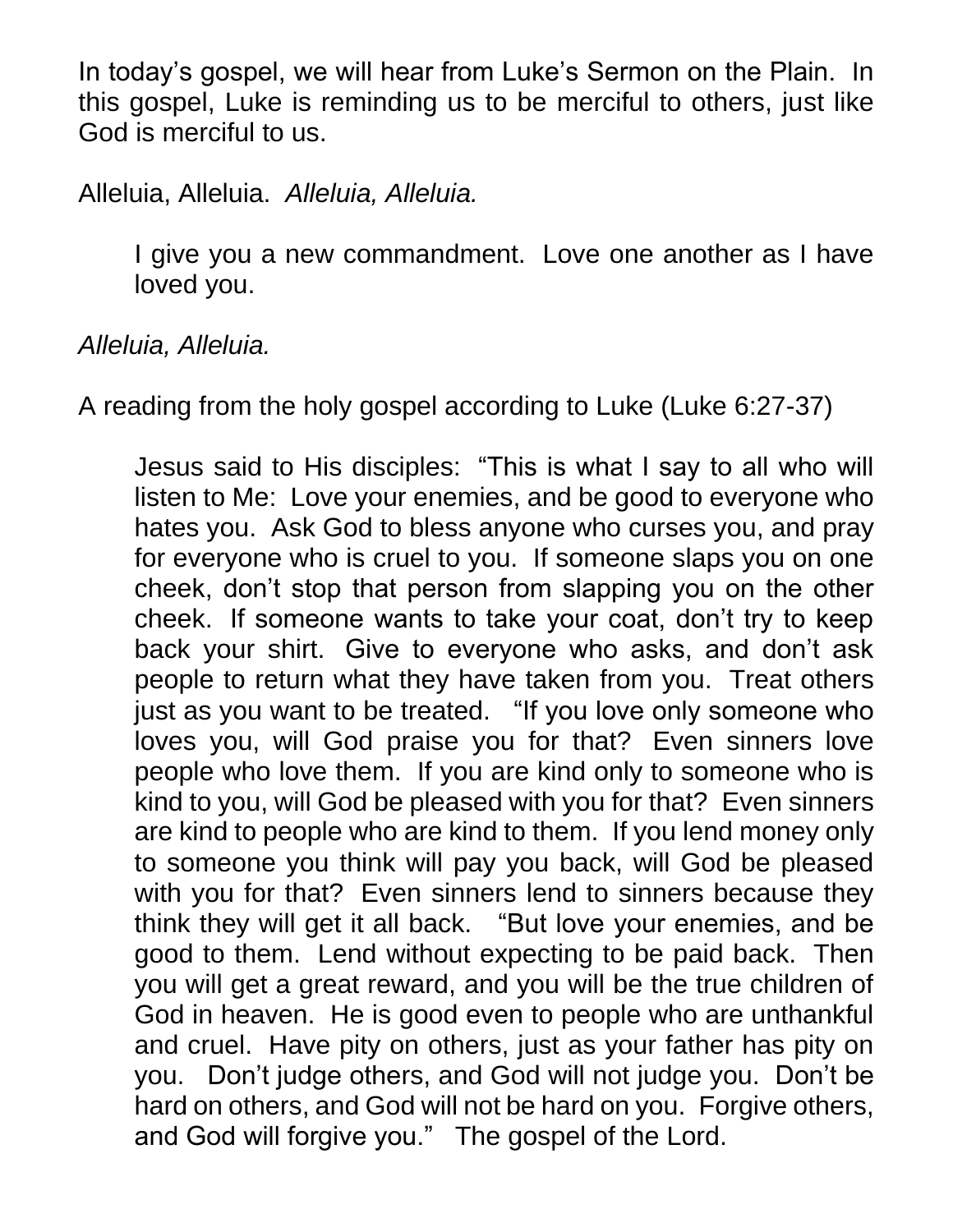In today's gospel, we will hear from Luke's Sermon on the Plain. In this gospel, Luke is reminding us to be merciful to others, just like God is merciful to us.

Alleluia, Alleluia. *Alleluia, Alleluia.*

> I give you a new commandment. Love one another as I have loved you.

*Alleluia, Alleluia.*

A reading from the holy gospel according to Luke (Luke 6:27-37)

> Jesus said to His disciples: "This is what I say to all who will listen to Me: Love your enemies, and be good to everyone who hates you. Ask God to bless anyone who curses you, and pray for everyone who is cruel to you. If someone slaps you on one cheek, don't stop that person from slapping you on the other cheek. If someone wants to take your coat, don't try to keep back your shirt. Give to everyone who asks, and don't ask people to return what they have taken from you. Treat others just as you want to be treated. "If you love only someone who loves you, will God praise you for that? Even sinners love people who love them. If you are kind only to someone who is kind to you, will God be pleased with you for that? Even sinners are kind to people who are kind to them. If you lend money only to someone you think will pay you back, will God be pleased with you for that? Even sinners lend to sinners because they think they will get it all back. "But love your enemies, and be good to them. Lend without expecting to be paid back. Then you will get a great reward, and you will be the true children of God in heaven. He is good even to people who are unthankful and cruel. Have pity on others, just as your father has pity on you. Don't judge others, and God will not judge you. Don't be hard on others, and God will not be hard on you. Forgive others, and God will forgive you." The gospel of the Lord.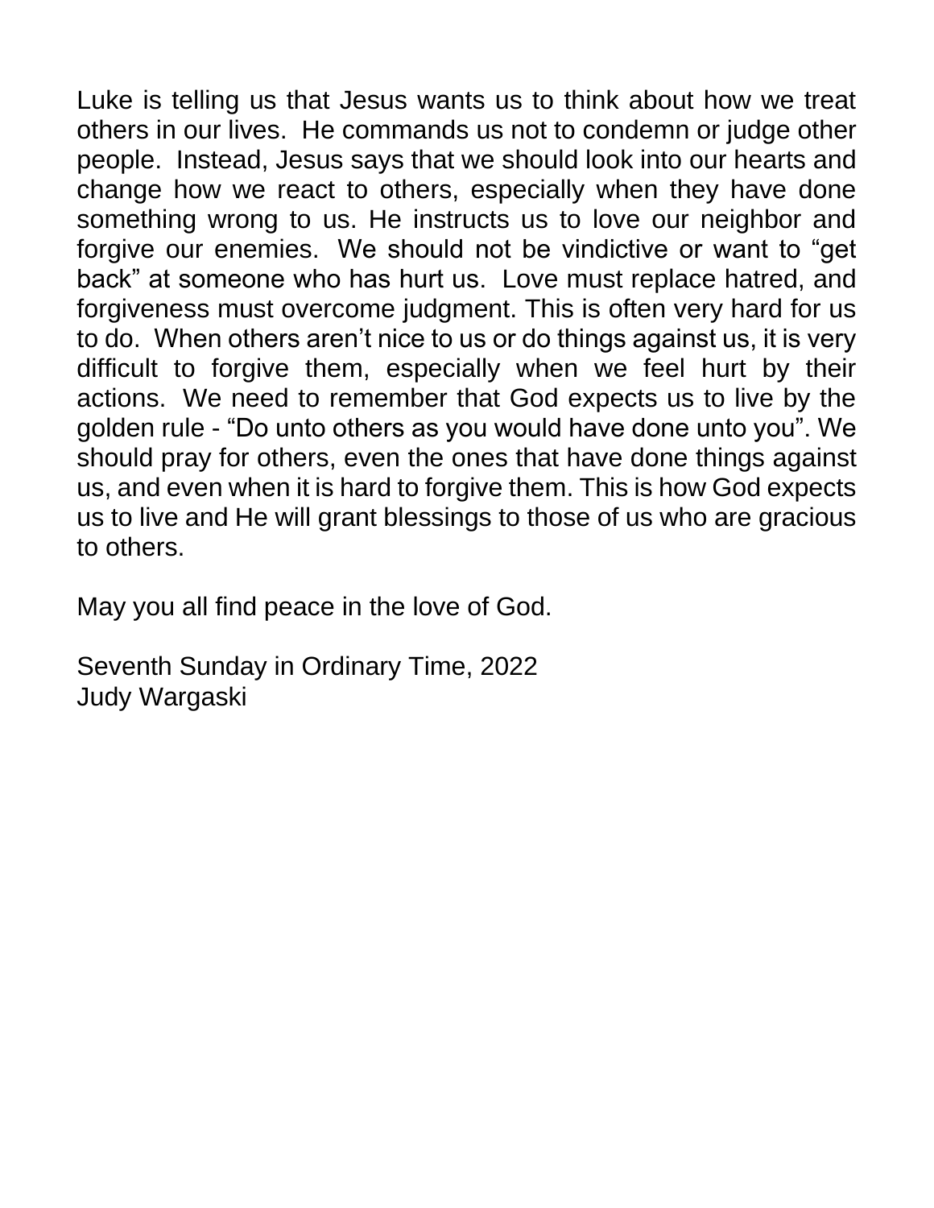Luke is telling us that Jesus wants us to think about how we treat others in our lives. He commands us not to condemn or judge other people. Instead, Jesus says that we should look into our hearts and change how we react to others, especially when they have done something wrong to us. He instructs us to love our neighbor and forgive our enemies. We should not be vindictive or want to "get back" at someone who has hurt us. Love must replace hatred, and forgiveness must overcome judgment. This is often very hard for us to do. When others aren't nice to us or do things against us, it is very difficult to forgive them, especially when we feel hurt by their actions. We need to remember that God expects us to live by the golden rule - "Do unto others as you would have done unto you". We should pray for others, even the ones that have done things against us, and even when it is hard to forgive them. This is how God expects us to live and He will grant blessings to those of us who are gracious to others.

May you all find peace in the love of God.

Seventh Sunday in Ordinary Time, 2022
Judy Wargaski